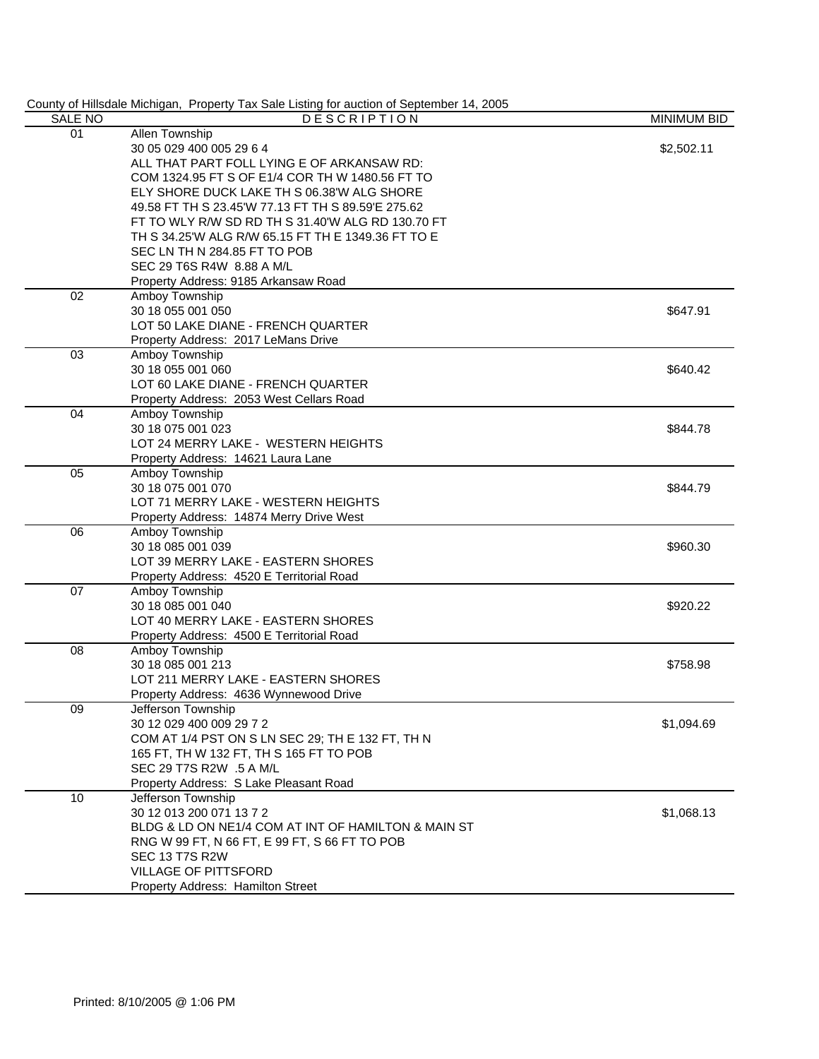County of Hillsdale Michigan, Property Tax Sale Listing for auction of September 14, 2005

| SALE NO | DESCRIPTION | MINIMUM BID |
|---|---|---|
| 01 | Allen Township<br>30 05 029 400 005 29 6 4<br>ALL THAT PART FOLL LYING E OF ARKANSAW RD:<br>COM 1324.95 FT S OF E1/4 COR TH W 1480.56 FT TO<br>ELY SHORE DUCK LAKE TH S 06.38'W ALG SHORE<br>49.58 FT TH S 23.45'W 77.13 FT TH S 89.59'E 275.62<br>FT TO WLY R/W SD RD TH S 31.40'W ALG RD 130.70 FT<br>TH S 34.25'W ALG R/W 65.15 FT TH E 1349.36 FT TO E<br>SEC LN TH N 284.85 FT TO POB<br>SEC 29 T6S R4W 8.88 A M/L<br>Property Address: 9185 Arkansaw Road | $2,502.11 |
| 02 | Amboy Township<br>30 18 055 001 050<br>LOT 50 LAKE DIANE - FRENCH QUARTER<br>Property Address: 2017 LeMans Drive | $647.91 |
| 03 | Amboy Township<br>30 18 055 001 060<br>LOT 60 LAKE DIANE - FRENCH QUARTER<br>Property Address: 2053 West Cellars Road | $640.42 |
| 04 | Amboy Township<br>30 18 075 001 023<br>LOT 24 MERRY LAKE - WESTERN HEIGHTS<br>Property Address: 14621 Laura Lane | $844.78 |
| 05 | Amboy Township<br>30 18 075 001 070<br>LOT 71 MERRY LAKE - WESTERN HEIGHTS<br>Property Address: 14874 Merry Drive West | $844.79 |
| 06 | Amboy Township<br>30 18 085 001 039<br>LOT 39 MERRY LAKE - EASTERN SHORES<br>Property Address: 4520 E Territorial Road | $960.30 |
| 07 | Amboy Township<br>30 18 085 001 040<br>LOT 40 MERRY LAKE - EASTERN SHORES<br>Property Address: 4500 E Territorial Road | $920.22 |
| 08 | Amboy Township<br>30 18 085 001 213<br>LOT 211 MERRY LAKE - EASTERN SHORES<br>Property Address: 4636 Wynnewood Drive | $758.98 |
| 09 | Jefferson Township<br>30 12 029 400 009 29 7 2<br>COM AT 1/4 PST ON S LN SEC 29; TH E 132 FT, TH N<br>165 FT, TH W 132 FT, TH S 165 FT TO POB<br>SEC 29 T7S R2W .5 A M/L<br>Property Address: S Lake Pleasant Road | $1,094.69 |
| 10 | Jefferson Township<br>30 12 013 200 071 13 7 2<br>BLDG & LD ON NE1/4 COM AT INT OF HAMILTON & MAIN ST<br>RNG W 99 FT, N 66 FT, E 99 FT, S 66 FT TO POB<br>SEC 13 T7S R2W<br>VILLAGE OF PITTSFORD<br>Property Address: Hamilton Street | $1,068.13 |

Printed: 8/10/2005 @ 1:06 PM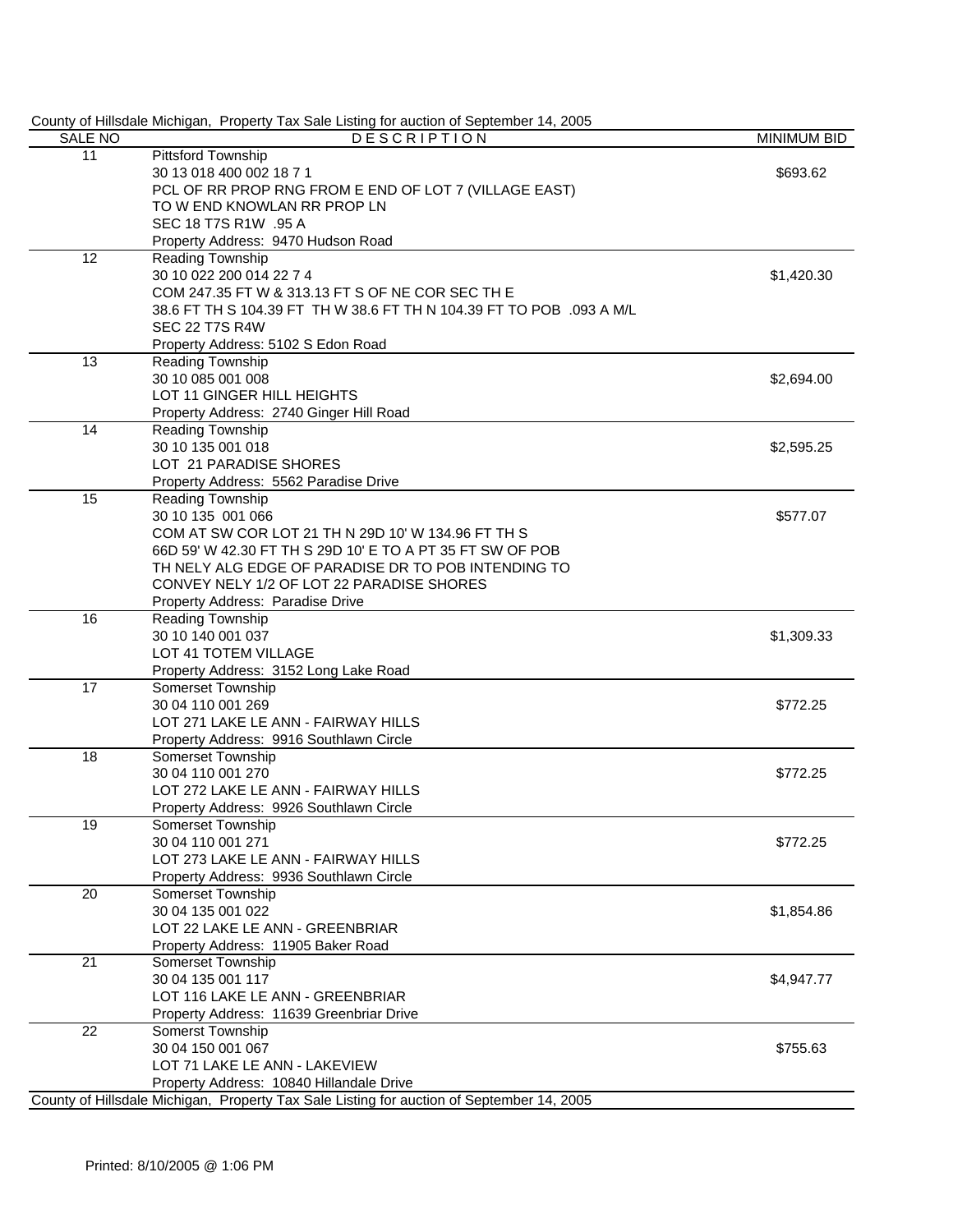County of Hillsdale Michigan, Property Tax Sale Listing for auction of September 14, 2005

| SALE NO | DESCRIPTION | MINIMUM BID |
|---|---|---|
| 11 | Pittsford Township<br>30 13 018 400 002 18 7 1<br>PCL OF RR PROP RNG FROM E END OF LOT 7 (VILLAGE EAST)<br>TO W END KNOWLAN RR PROP LN<br>SEC 18 T7S R1W .95 A<br>Property Address: 9470 Hudson Road | $693.62 |
| 12 | Reading Township<br>30 10 022 200 014 22 7 4<br>COM 247.35 FT W & 313.13 FT S OF NE COR SEC TH E<br>38.6 FT TH S 104.39 FT TH W 38.6 FT TH N 104.39 FT TO POB .093 A M/L<br>SEC 22 T7S R4W<br>Property Address: 5102 S Edon Road | $1,420.30 |
| 13 | Reading Township<br>30 10 085 001 008<br>LOT 11 GINGER HILL HEIGHTS<br>Property Address: 2740 Ginger Hill Road | $2,694.00 |
| 14 | Reading Township<br>30 10 135 001 018<br>LOT 21 PARADISE SHORES<br>Property Address: 5562 Paradise Drive | $2,595.25 |
| 15 | Reading Township<br>30 10 135 001 066<br>COM AT SW COR LOT 21 TH N 29D 10' W 134.96 FT TH S<br>66D 59' W 42.30 FT TH S 29D 10' E TO A PT 35 FT SW OF POB<br>TH NELY ALG EDGE OF PARADISE DR TO POB INTENDING TO<br>CONVEY NELY 1/2 OF LOT 22 PARADISE SHORES<br>Property Address: Paradise Drive | $577.07 |
| 16 | Reading Township<br>30 10 140 001 037<br>LOT 41 TOTEM VILLAGE<br>Property Address: 3152 Long Lake Road | $1,309.33 |
| 17 | Somerset Township<br>30 04 110 001 269<br>LOT 271 LAKE LE ANN - FAIRWAY HILLS<br>Property Address: 9916 Southlawn Circle | $772.25 |
| 18 | Somerset Township<br>30 04 110 001 270<br>LOT 272 LAKE LE ANN - FAIRWAY HILLS<br>Property Address: 9926 Southlawn Circle | $772.25 |
| 19 | Somerset Township<br>30 04 110 001 271<br>LOT 273 LAKE LE ANN - FAIRWAY HILLS<br>Property Address: 9936 Southlawn Circle | $772.25 |
| 20 | Somerset Township<br>30 04 135 001 022<br>LOT 22 LAKE LE ANN - GREENBRIAR<br>Property Address: 11905 Baker Road | $1,854.86 |
| 21 | Somerset Township<br>30 04 135 001 117<br>LOT 116 LAKE LE ANN - GREENBRIAR<br>Property Address: 11639 Greenbriar Drive | $4,947.77 |
| 22 | Somerst Township<br>30 04 150 001 067<br>LOT 71 LAKE LE ANN - LAKEVIEW<br>Property Address: 10840 Hillandale Drive | $755.63 |

County of Hillsdale Michigan, Property Tax Sale Listing for auction of September 14, 2005

Printed: 8/10/2005 @ 1:06 PM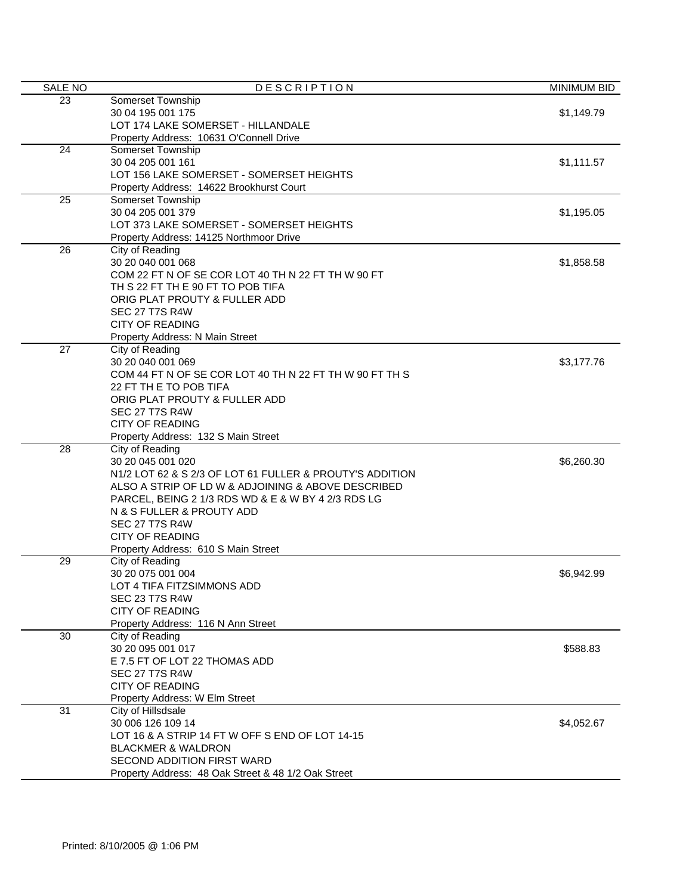| SALE NO | DESCRIPTION | MINIMUM BID |
|---|---|---|
| 23 | Somerset Township<br>30 04 195 001 175<br>LOT 174 LAKE SOMERSET - HILLANDALE<br>Property Address: 10631 O'Connell Drive | $1,149.79 |
| 24 | Somerset Township<br>30 04 205 001 161<br>LOT 156 LAKE SOMERSET - SOMERSET HEIGHTS<br>Property Address: 14622 Brookhurst Court | $1,111.57 |
| 25 | Somerset Township<br>30 04 205 001 379<br>LOT 373 LAKE SOMERSET - SOMERSET HEIGHTS<br>Property Address: 14125 Northmoor Drive | $1,195.05 |
| 26 | City of Reading<br>30 20 040 001 068<br>COM 22 FT N OF SE COR LOT 40 TH N 22 FT TH W 90 FT<br>TH S 22 FT TH E 90 FT TO POB TIFA<br>ORIG PLAT PROUTY & FULLER ADD<br>SEC 27 T7S R4W<br>CITY OF READING<br>Property Address: N Main Street | $1,858.58 |
| 27 | City of Reading<br>30 20 040 001 069<br>COM 44 FT N OF SE COR LOT 40 TH N 22 FT TH W 90 FT TH S<br>22 FT TH E TO POB TIFA<br>ORIG PLAT PROUTY & FULLER ADD<br>SEC 27 T7S R4W<br>CITY OF READING<br>Property Address: 132 S Main Street | $3,177.76 |
| 28 | City of Reading<br>30 20 045 001 020<br>N1/2 LOT 62 & S 2/3 OF LOT 61 FULLER & PROUTY'S ADDITION<br>ALSO A STRIP OF LD W & ADJOINING & ABOVE DESCRIBED<br>PARCEL, BEING 2 1/3 RDS WD & E & W BY 4 2/3 RDS LG<br>N & S FULLER & PROUTY ADD<br>SEC 27 T7S R4W<br>CITY OF READING<br>Property Address: 610 S Main Street | $6,260.30 |
| 29 | City of Reading<br>30 20 075 001 004<br>LOT 4 TIFA FITZSIMMONS ADD<br>SEC 23 T7S R4W<br>CITY OF READING<br>Property Address: 116 N Ann Street | $6,942.99 |
| 30 | City of Reading<br>30 20 095 001 017<br>E 7.5 FT OF LOT 22 THOMAS ADD<br>SEC 27 T7S R4W<br>CITY OF READING<br>Property Address: W Elm Street | $588.83 |
| 31 | City of Hillsdsale<br>30 006 126 109 14<br>LOT 16 & A STRIP 14 FT W OFF S END OF LOT 14-15<br>BLACKMER & WALDRON<br>SECOND ADDITION FIRST WARD<br>Property Address: 48 Oak Street & 48 1/2 Oak Street | $4,052.67 |

Printed: 8/10/2005 @ 1:06 PM